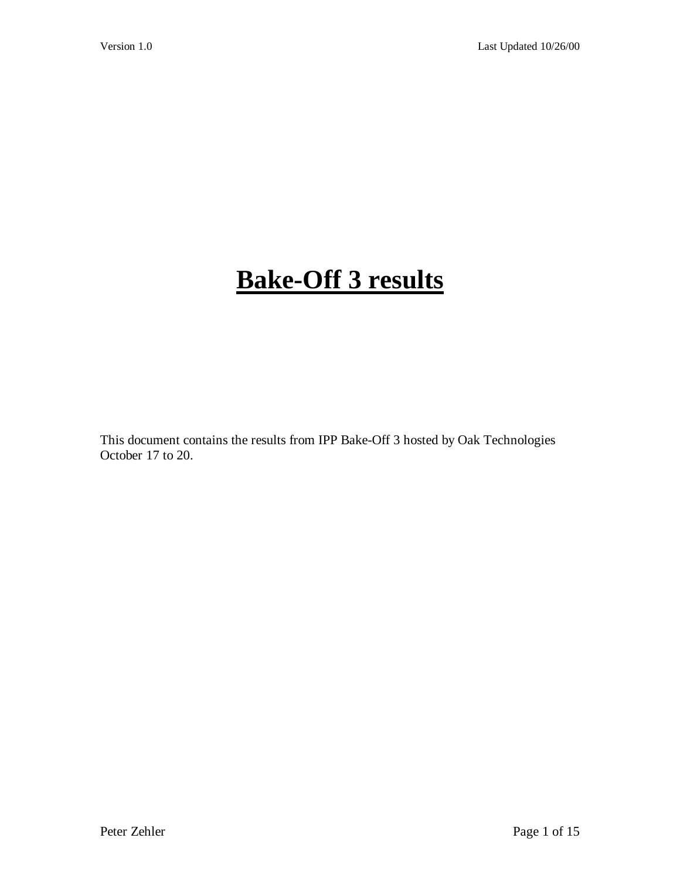# Bake-Off 3 results

This document contains the results from IPP Bake-Off 3 hosted by Oak Technologies October 17 to 20.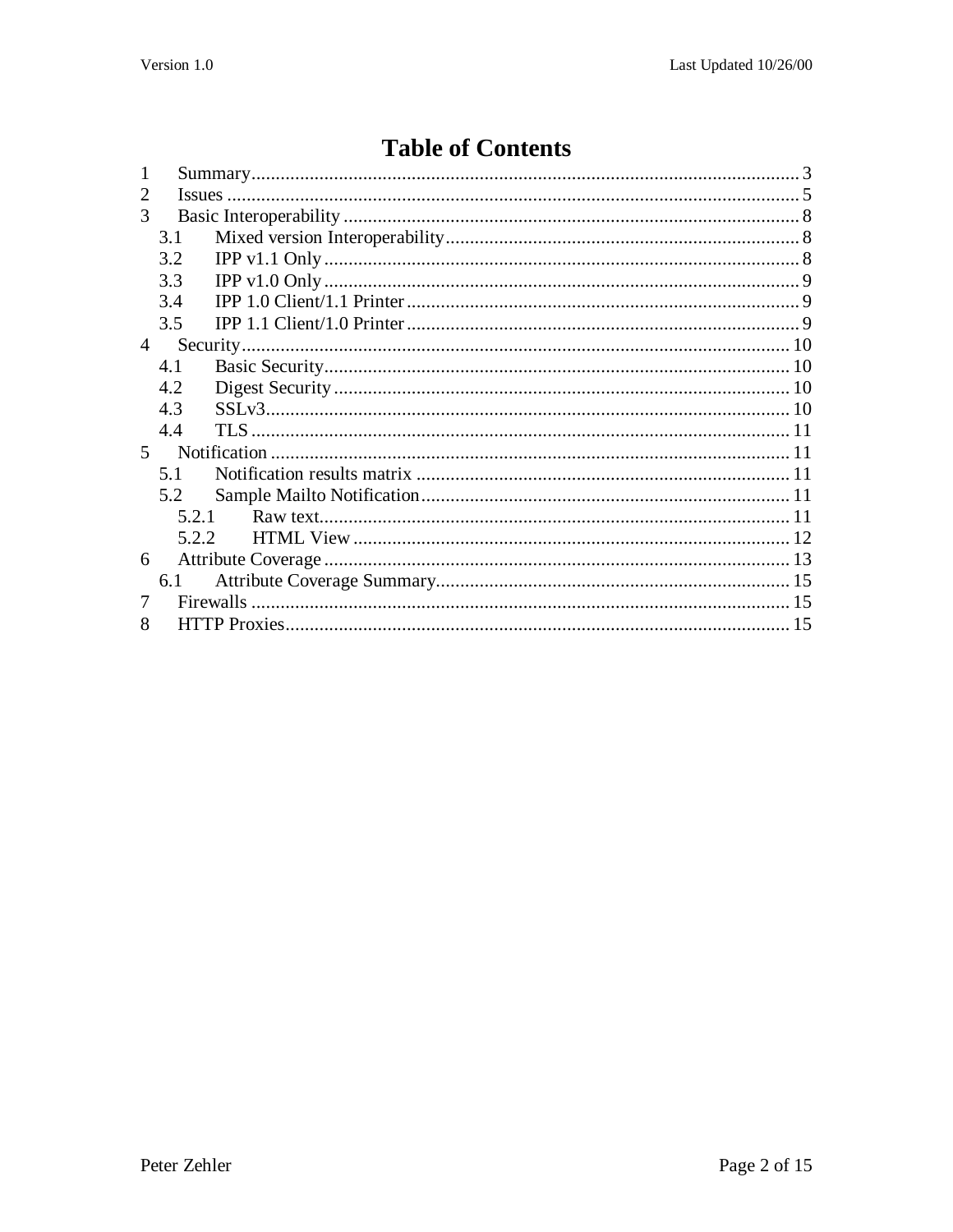# Table of Contents

1 Summary ..... 3
2 Issues ..... 5
3 Basic Interoperability ..... 8
  3.1 Mixed version Interoperability ..... 8
  3.2 IPP v1.1 Only ..... 8
  3.3 IPP v1.0 Only ..... 9
  3.4 IPP 1.0 Client/1.1 Printer ..... 9
  3.5 IPP 1.1 Client/1.0 Printer ..... 9
4 Security ..... 10
  4.1 Basic Security ..... 10
  4.2 Digest Security ..... 10
  4.3 SSLv3 ..... 10
  4.4 TLS ..... 11
5 Notification ..... 11
  5.1 Notification results matrix ..... 11
  5.2 Sample Mailto Notification ..... 11
    5.2.1 Raw text ..... 11
    5.2.2 HTML View ..... 12
6 Attribute Coverage ..... 13
  6.1 Attribute Coverage Summary ..... 15
7 Firewalls ..... 15
8 HTTP Proxies ..... 15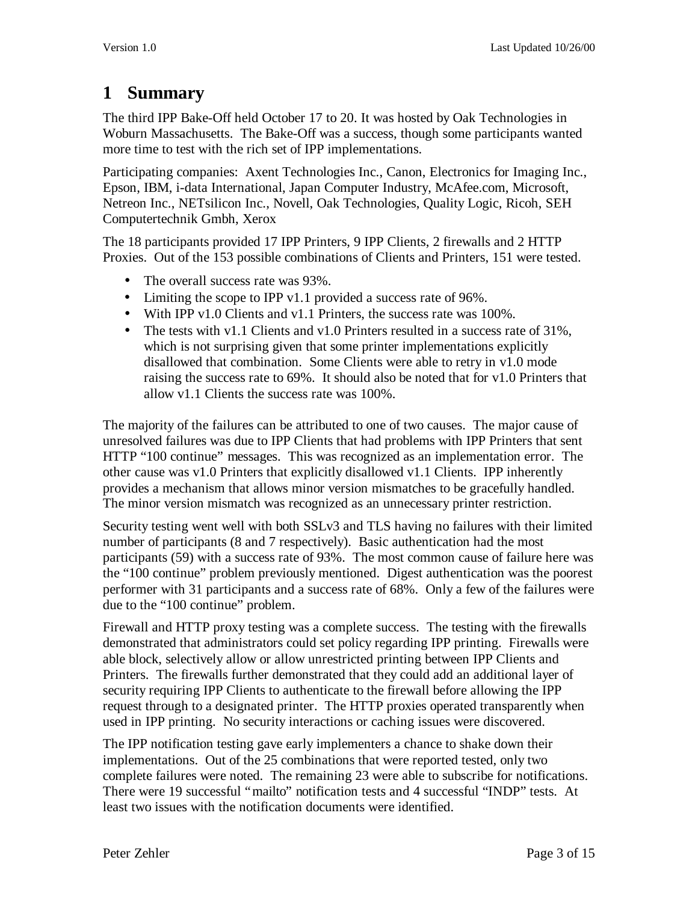# 1 Summary

The third IPP Bake-Off held October 17 to 20. It was hosted by Oak Technologies in Woburn Massachusetts. The Bake-Off was a success, though some participants wanted more time to test with the rich set of IPP implementations.

Participating companies: Axent Technologies Inc., Canon, Electronics for Imaging Inc., Epson, IBM, i-data International, Japan Computer Industry, McAfee.com, Microsoft, Netreon Inc., NETsilicon Inc., Novell, Oak Technologies, Quality Logic, Ricoh, SEH Computertechnik Gmbh, Xerox

The 18 participants provided 17 IPP Printers, 9 IPP Clients, 2 firewalls and 2 HTTP Proxies. Out of the 153 possible combinations of Clients and Printers, 151 were tested.

- The overall success rate was 93%.
- Limiting the scope to IPP v1.1 provided a success rate of 96%.
- With IPP v1.0 Clients and v1.1 Printers, the success rate was 100%.
- The tests with v1.1 Clients and v1.0 Printers resulted in a success rate of 31%, which is not surprising given that some printer implementations explicitly disallowed that combination. Some Clients were able to retry in v1.0 mode raising the success rate to 69%. It should also be noted that for v1.0 Printers that allow v1.1 Clients the success rate was 100%.

The majority of the failures can be attributed to one of two causes. The major cause of unresolved failures was due to IPP Clients that had problems with IPP Printers that sent HTTP "100 continue" messages. This was recognized as an implementation error. The other cause was v1.0 Printers that explicitly disallowed v1.1 Clients. IPP inherently provides a mechanism that allows minor version mismatches to be gracefully handled. The minor version mismatch was recognized as an unnecessary printer restriction.

Security testing went well with both SSLv3 and TLS having no failures with their limited number of participants (8 and 7 respectively). Basic authentication had the most participants (59) with a success rate of 93%. The most common cause of failure here was the "100 continue" problem previously mentioned. Digest authentication was the poorest performer with 31 participants and a success rate of 68%. Only a few of the failures were due to the "100 continue" problem.

Firewall and HTTP proxy testing was a complete success. The testing with the firewalls demonstrated that administrators could set policy regarding IPP printing. Firewalls were able block, selectively allow or allow unrestricted printing between IPP Clients and Printers. The firewalls further demonstrated that they could add an additional layer of security requiring IPP Clients to authenticate to the firewall before allowing the IPP request through to a designated printer. The HTTP proxies operated transparently when used in IPP printing. No security interactions or caching issues were discovered.

The IPP notification testing gave early implementers a chance to shake down their implementations. Out of the 25 combinations that were reported tested, only two complete failures were noted. The remaining 23 were able to subscribe for notifications. There were 19 successful "mailto" notification tests and 4 successful "INDP" tests. At least two issues with the notification documents were identified.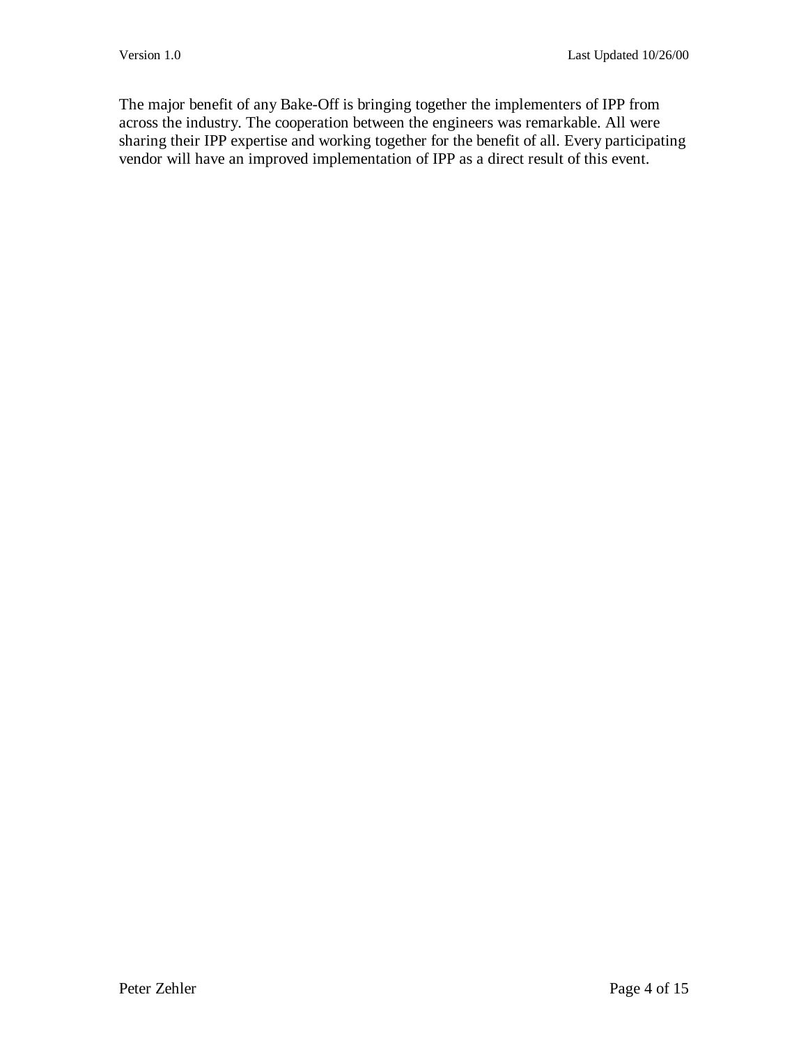The major benefit of any Bake-Off is bringing together the implementers of IPP from across the industry. The cooperation between the engineers was remarkable. All were sharing their IPP expertise and working together for the benefit of all. Every participating vendor will have an improved implementation of IPP as a direct result of this event.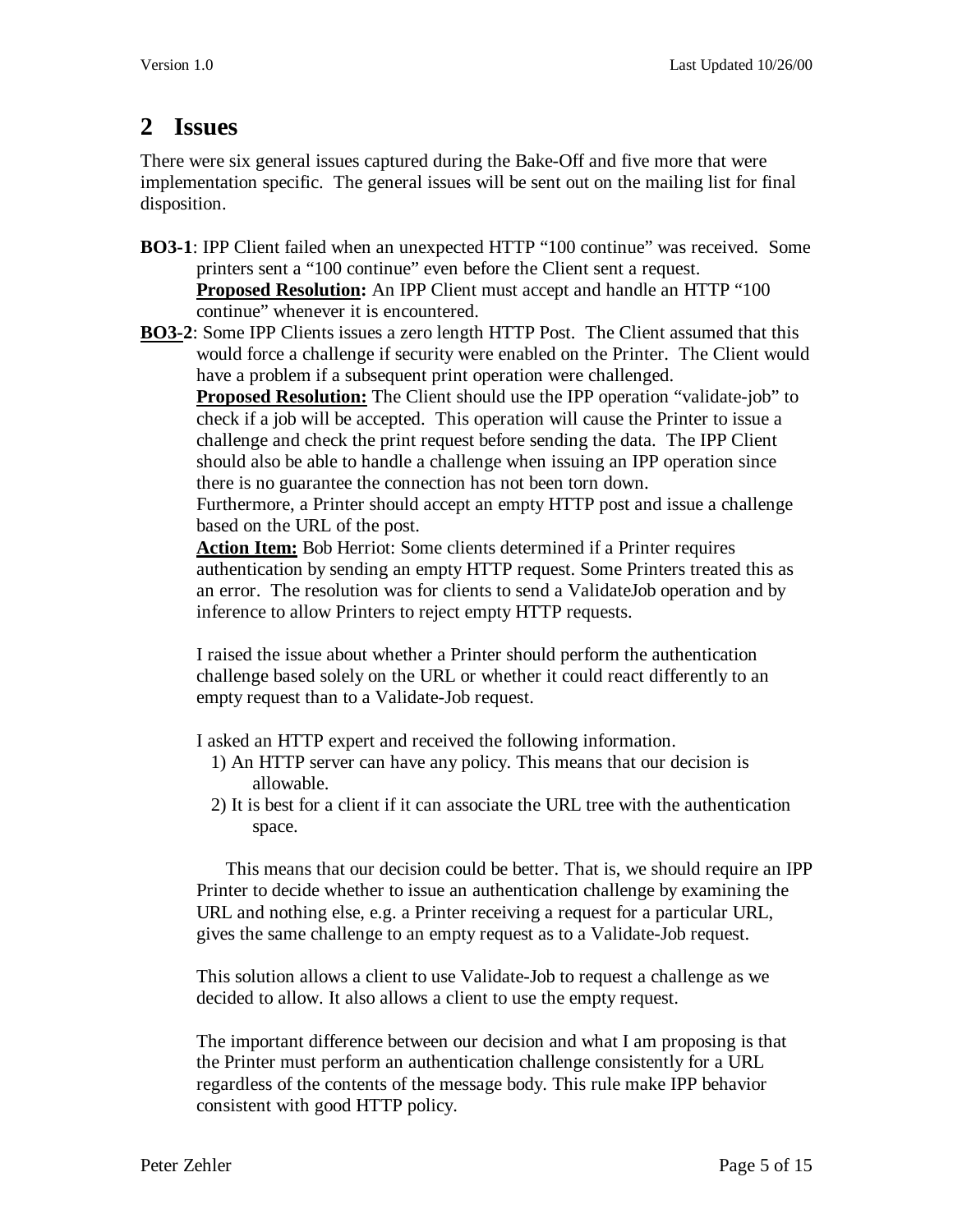# 2 Issues

There were six general issues captured during the Bake-Off and five more that were implementation specific. The general issues will be sent out on the mailing list for final disposition.

**BO3-1**: IPP Client failed when an unexpected HTTP "100 continue" was received. Some printers sent a "100 continue" even before the Client sent a request.
**Proposed Resolution:** An IPP Client must accept and handle an HTTP "100 continue" whenever it is encountered.

**BO3-2**: Some IPP Clients issues a zero length HTTP Post. The Client assumed that this would force a challenge if security were enabled on the Printer. The Client would have a problem if a subsequent print operation were challenged.
**Proposed Resolution:** The Client should use the IPP operation "validate-job" to check if a job will be accepted. This operation will cause the Printer to issue a challenge and check the print request before sending the data. The IPP Client should also be able to handle a challenge when issuing an IPP operation since there is no guarantee the connection has not been torn down.
Furthermore, a Printer should accept an empty HTTP post and issue a challenge based on the URL of the post.
**Action Item:** Bob Herriot: Some clients determined if a Printer requires authentication by sending an empty HTTP request. Some Printers treated this as an error. The resolution was for clients to send a ValidateJob operation and by inference to allow Printers to reject empty HTTP requests.

I raised the issue about whether a Printer should perform the authentication challenge based solely on the URL or whether it could react differently to an empty request than to a Validate-Job request.

I asked an HTTP expert and received the following information.

1) An HTTP server can have any policy. This means that our decision is allowable.
2) It is best for a client if it can associate the URL tree with the authentication space.

This means that our decision could be better. That is, we should require an IPP Printer to decide whether to issue an authentication challenge by examining the URL and nothing else, e.g. a Printer receiving a request for a particular URL, gives the same challenge to an empty request as to a Validate-Job request.

This solution allows a client to use Validate-Job to request a challenge as we decided to allow. It also allows a client to use the empty request.

The important difference between our decision and what I am proposing is that the Printer must perform an authentication challenge consistently for a URL regardless of the contents of the message body. This rule make IPP behavior consistent with good HTTP policy.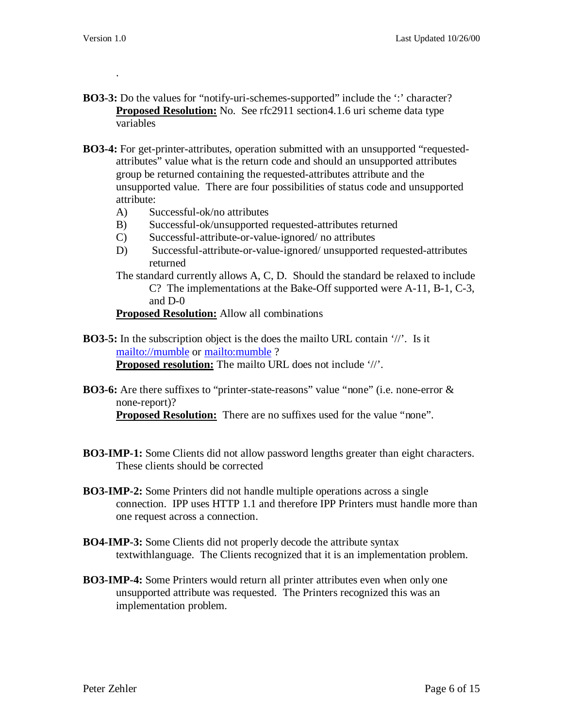.

**BO3-3:** Do the values for "notify-uri-schemes-supported" include the ':' character?
**Proposed Resolution:** No. See rfc2911 section4.1.6 uri scheme data type variables

**BO3-4:** For get-printer-attributes, operation submitted with an unsupported "requested-attributes" value what is the return code and should an unsupported attributes group be returned containing the requested-attributes attribute and the unsupported value. There are four possibilities of status code and unsupported attribute:

A) Successful-ok/no attributes
B) Successful-ok/unsupported requested-attributes returned
C) Successful-attribute-or-value-ignored/ no attributes
D) Successful-attribute-or-value-ignored/ unsupported requested-attributes returned

The standard currently allows A, C, D. Should the standard be relaxed to include C? The implementations at the Bake-Off supported were A-11, B-1, C-3, and D-0

**Proposed Resolution:** Allow all combinations

**BO3-5:** In the subscription object is the does the mailto URL contain '//'. Is it mailto://mumble or mailto:mumble ?
**Proposed resolution:** The mailto URL does not include '//'.

**BO3-6:** Are there suffixes to "printer-state-reasons" value "none" (i.e. none-error & none-report)?
**Proposed Resolution:** There are no suffixes used for the value "none".

**BO3-IMP-1:** Some Clients did not allow password lengths greater than eight characters. These clients should be corrected

**BO3-IMP-2:** Some Printers did not handle multiple operations across a single connection. IPP uses HTTP 1.1 and therefore IPP Printers must handle more than one request across a connection.

**BO4-IMP-3:** Some Clients did not properly decode the attribute syntax textwithlanguage. The Clients recognized that it is an implementation problem.

**BO3-IMP-4:** Some Printers would return all printer attributes even when only one unsupported attribute was requested. The Printers recognized this was an implementation problem.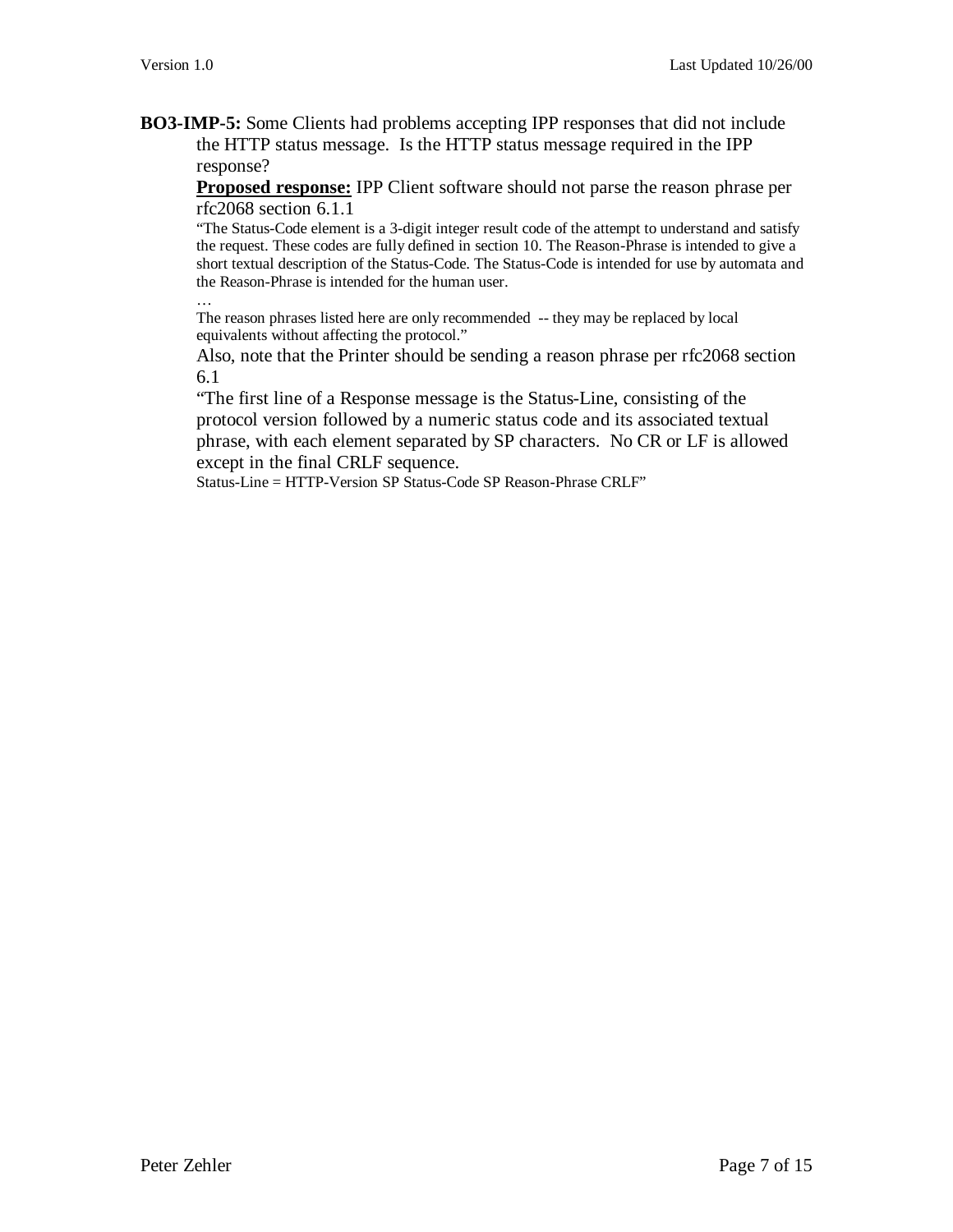**BO3-IMP-5:** Some Clients had problems accepting IPP responses that did not include the HTTP status message. Is the HTTP status message required in the IPP response?

**Proposed response:** IPP Client software should not parse the reason phrase per rfc2068 section 6.1.1

> "The Status-Code element is a 3-digit integer result code of the attempt to understand and satisfy the request. These codes are fully defined in section 10. The Reason-Phrase is intended to give a short textual description of the Status-Code. The Status-Code is intended for use by automata and the Reason-Phrase is intended for the human user.
>
> …
>
> The reason phrases listed here are only recommended -- they may be replaced by local equivalents without affecting the protocol."

Also, note that the Printer should be sending a reason phrase per rfc2068 section 6.1

"The first line of a Response message is the Status-Line, consisting of the protocol version followed by a numeric status code and its associated textual phrase, with each element separated by SP characters. No CR or LF is allowed except in the final CRLF sequence.

Status-Line = HTTP-Version SP Status-Code SP Reason-Phrase CRLF"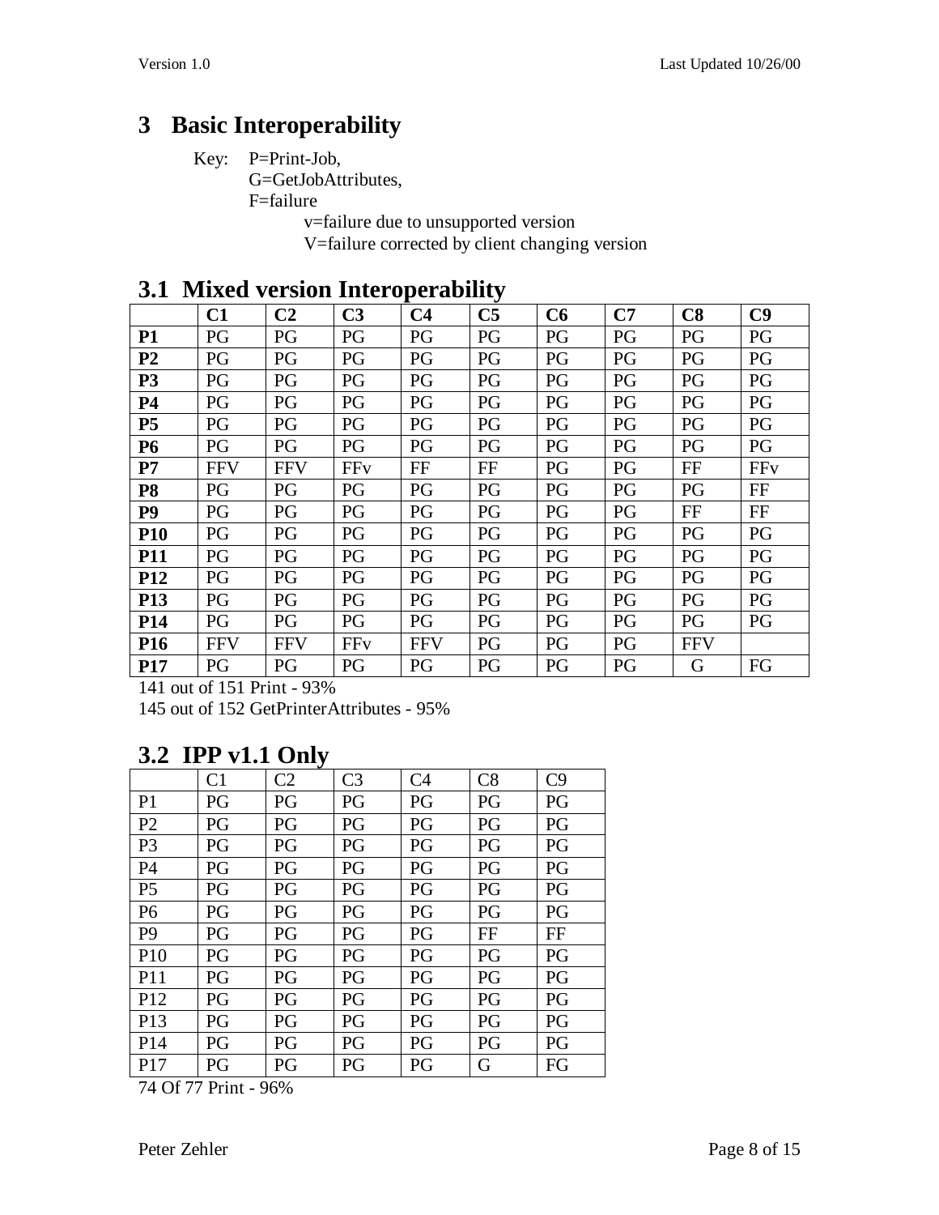# 3 Basic Interoperability

Key: P=Print-Job,
G=GetJobAttributes,
F=failure
v=failure due to unsupported version
V=failure corrected by client changing version

## 3.1 Mixed version Interoperability

| | **C1** | **C2** | **C3** | **C4** | **C5** | **C6** | **C7** | **C8** | **C9** |
|---|---|---|---|---|---|---|---|---|---|
| **P1** | PG | PG | PG | PG | PG | PG | PG | PG | PG |
| **P2** | PG | PG | PG | PG | PG | PG | PG | PG | PG |
| **P3** | PG | PG | PG | PG | PG | PG | PG | PG | PG |
| **P4** | PG | PG | PG | PG | PG | PG | PG | PG | PG |
| **P5** | PG | PG | PG | PG | PG | PG | PG | PG | PG |
| **P6** | PG | PG | PG | PG | PG | PG | PG | PG | PG |
| **P7** | FFV | FFV | FFv | FF | FF | PG | PG | FF | FFv |
| **P8** | PG | PG | PG | PG | PG | PG | PG | PG | FF |
| **P9** | PG | PG | PG | PG | PG | PG | PG | FF | FF |
| **P10** | PG | PG | PG | PG | PG | PG | PG | PG | PG |
| **P11** | PG | PG | PG | PG | PG | PG | PG | PG | PG |
| **P12** | PG | PG | PG | PG | PG | PG | PG | PG | PG |
| **P13** | PG | PG | PG | PG | PG | PG | PG | PG | PG |
| **P14** | PG | PG | PG | PG | PG | PG | PG | PG | PG |
| **P16** | FFV | FFV | FFv | FFV | PG | PG | PG | FFV | |
| **P17** | PG | PG | PG | PG | PG | PG | PG | G | FG |

141 out of 151 Print - 93%
145 out of 152 GetPrinterAttributes - 95%

## 3.2 IPP v1.1 Only

| | C1 | C2 | C3 | C4 | C8 | C9 |
|---|---|---|---|---|---|---|
| P1 | PG | PG | PG | PG | PG | PG |
| P2 | PG | PG | PG | PG | PG | PG |
| P3 | PG | PG | PG | PG | PG | PG |
| P4 | PG | PG | PG | PG | PG | PG |
| P5 | PG | PG | PG | PG | PG | PG |
| P6 | PG | PG | PG | PG | PG | PG |
| P9 | PG | PG | PG | PG | FF | FF |
| P10 | PG | PG | PG | PG | PG | PG |
| P11 | PG | PG | PG | PG | PG | PG |
| P12 | PG | PG | PG | PG | PG | PG |
| P13 | PG | PG | PG | PG | PG | PG |
| P14 | PG | PG | PG | PG | PG | PG |
| P17 | PG | PG | PG | PG | G | FG |

74 Of 77 Print - 96%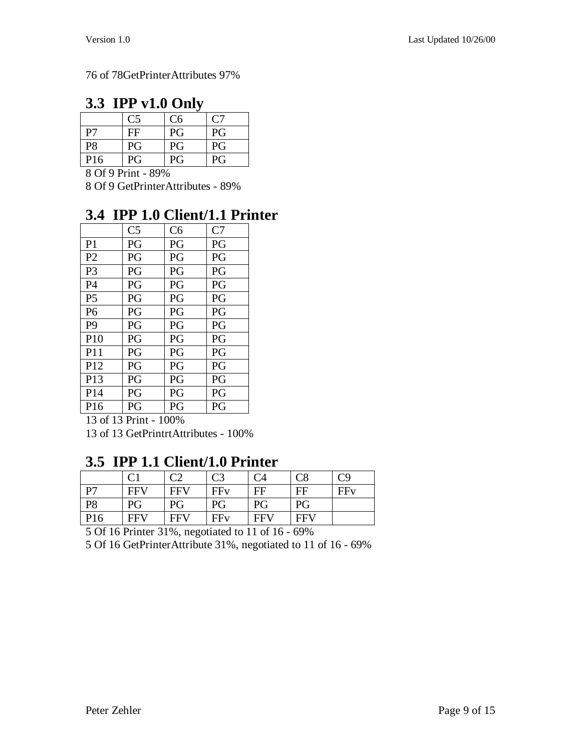76 of 78GetPrinterAttributes 97%

## 3.3 IPP v1.0 Only

| | C5 | C6 | C7 |
|---|---|---|---|
| P7 | FF | PG | PG |
| P8 | PG | PG | PG |
| P16 | PG | PG | PG |

8 Of 9 Print - 89%

8 Of 9 GetPrinterAttributes - 89%

## 3.4 IPP 1.0 Client/1.1 Printer

| | C5 | C6 | C7 |
|---|---|---|---|
| P1 | PG | PG | PG |
| P2 | PG | PG | PG |
| P3 | PG | PG | PG |
| P4 | PG | PG | PG |
| P5 | PG | PG | PG |
| P6 | PG | PG | PG |
| P9 | PG | PG | PG |
| P10 | PG | PG | PG |
| P11 | PG | PG | PG |
| P12 | PG | PG | PG |
| P13 | PG | PG | PG |
| P14 | PG | PG | PG |
| P16 | PG | PG | PG |

13 of 13 Print - 100%

13 of 13 GetPrintrtAttributes - 100%

## 3.5 IPP 1.1 Client/1.0 Printer

| | C1 | C2 | C3 | C4 | C8 | C9 |
|---|---|---|---|---|---|---|
| P7 | FFV | FFV | FFv | FF | FF | FFv |
| P8 | PG | PG | PG | PG | PG | |
| P16 | FFV | FFV | FFv | FFV | FFV | |

5 Of 16 Printer 31%, negotiated to 11 of 16 - 69%

5 Of 16 GetPrinterAttribute 31%, negotiated to 11 of 16 - 69%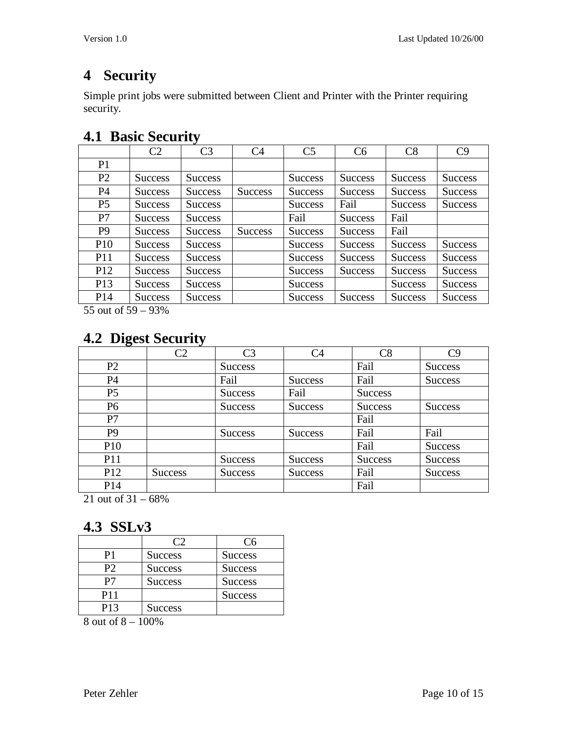# 4 Security

Simple print jobs were submitted between Client and Printer with the Printer requiring security.

## 4.1 Basic Security

| | C2 | C3 | C4 | C5 | C6 | C8 | C9 |
|---|---|---|---|---|---|---|---|
| P1 | | | | | | | |
| P2 | Success | Success | | Success | Success | Success | Success |
| P4 | Success | Success | Success | Success | Success | Success | Success |
| P5 | Success | Success | | Success | Fail | Success | Success |
| P7 | Success | Success | | Fail | Success | Fail | |
| P9 | Success | Success | Success | Success | Success | Fail | |
| P10 | Success | Success | | Success | Success | Success | Success |
| P11 | Success | Success | | Success | Success | Success | Success |
| P12 | Success | Success | | Success | Success | Success | Success |
| P13 | Success | Success | | Success | | Success | Success |
| P14 | Success | Success | | Success | Success | Success | Success |

55 out of 59 – 93%

## 4.2 Digest Security

| | C2 | C3 | C4 | C8 | C9 |
|---|---|---|---|---|---|
| P2 | | Success | | Fail | Success |
| P4 | | Fail | Success | Fail | Success |
| P5 | | Success | Fail | Success | |
| P6 | | Success | Success | Success | Success |
| P7 | | | | Fail | |
| P9 | | Success | Success | Fail | Fail |
| P10 | | | | Fail | Success |
| P11 | | Success | Success | Success | Success |
| P12 | Success | Success | Success | Fail | Success |
| P14 | | | | Fail | |

21 out of 31 – 68%

## 4.3 SSLv3

| | C2 | C6 |
|---|---|---|
| P1 | Success | Success |
| P2 | Success | Success |
| P7 | Success | Success |
| P11 | | Success |
| P13 | Success | |

8 out of 8 – 100%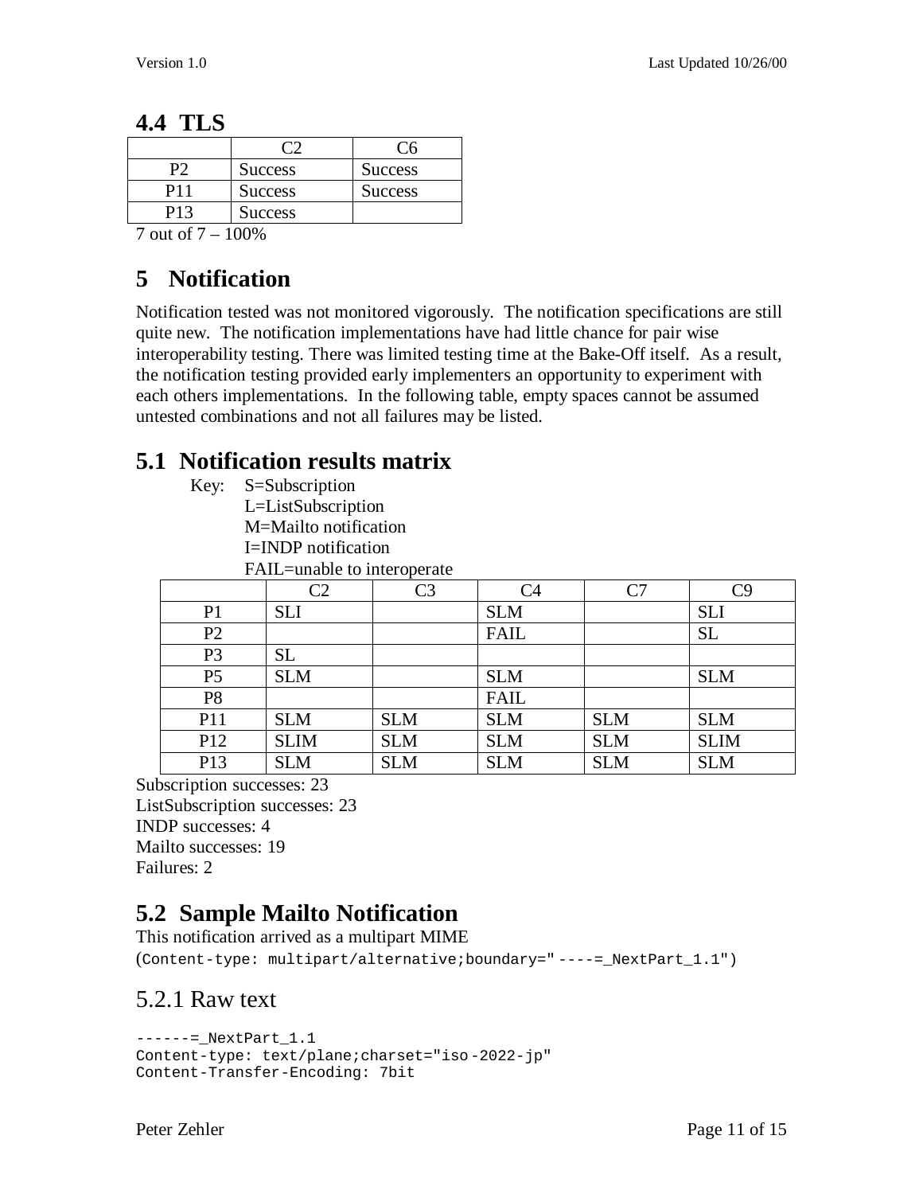## 4.4 TLS

| | C2 | C6 |
|---|---|---|
| P2 | Success | Success |
| P11 | Success | Success |
| P13 | Success | |

7 out of 7 – 100%

# 5 Notification

Notification tested was not monitored vigorously. The notification specifications are still quite new. The notification implementations have had little chance for pair wise interoperability testing. There was limited testing time at the Bake-Off itself. As a result, the notification testing provided early implementers an opportunity to experiment with each others implementations. In the following table, empty spaces cannot be assumed untested combinations and not all failures may be listed.

## 5.1 Notification results matrix

Key: S=Subscription
L=ListSubscription
M=Mailto notification
I=INDP notification
FAIL=unable to interoperate

| | C2 | C3 | C4 | C7 | C9 |
|---|---|---|---|---|---|
| P1 | SLI | | SLM | | SLI |
| P2 | | | FAIL | | SL |
| P3 | SL | | | | |
| P5 | SLM | | SLM | | SLM |
| P8 | | | FAIL | | |
| P11 | SLM | SLM | SLM | SLM | SLM |
| P12 | SLIM | SLM | SLM | SLM | SLIM |
| P13 | SLM | SLM | SLM | SLM | SLM |

Subscription successes: 23
ListSubscription successes: 23
INDP successes: 4
Mailto successes: 19
Failures: 2

## 5.2 Sample Mailto Notification

This notification arrived as a multipart MIME
(`Content-type: multipart/alternative;boundary="----=_NextPart_1.1"`)

### 5.2.1 Raw text

```
------=_NextPart_1.1
Content-type: text/plane;charset="iso-2022-jp"
Content-Transfer-Encoding: 7bit
```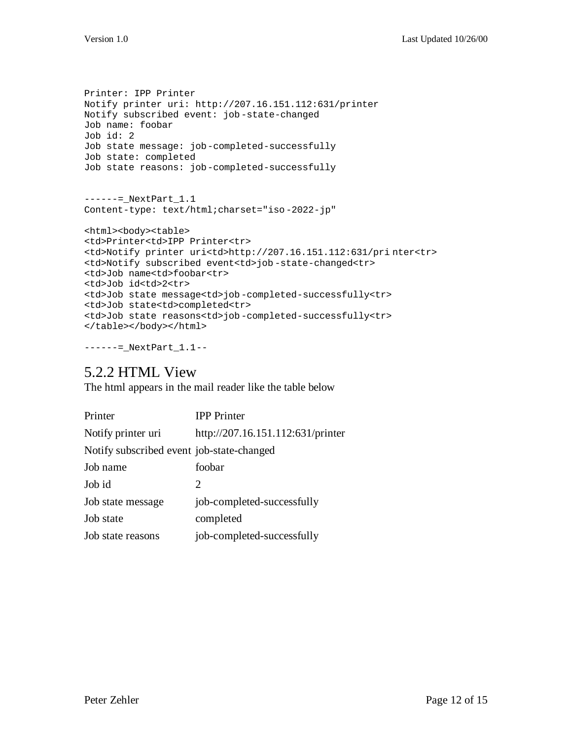```
Printer: IPP Printer
Notify printer uri: http://207.16.151.112:631/printer
Notify subscribed event: job-state-changed
Job name: foobar
Job id: 2
Job state message: job-completed-successfully
Job state: completed
Job state reasons: job-completed-successfully


------=_NextPart_1.1
Content-type: text/html;charset="iso-2022-jp"

<html><body><table>
<td>Printer<td>IPP Printer<tr>
<td>Notify printer uri<td>http://207.16.151.112:631/printer<tr>
<td>Notify subscribed event<td>job-state-changed<tr>
<td>Job name<td>foobar<tr>
<td>Job id<td>2<tr>
<td>Job state message<td>job-completed-successfully<tr>
<td>Job state<td>completed<tr>
<td>Job state reasons<td>job-completed-successfully<tr>
</table></body></html>

------=_NextPart_1.1--
```

## 5.2.2 HTML View

The html appears in the mail reader like the table below

| | |
|---|---|
| Printer | IPP Printer |
| Notify printer uri | http://207.16.151.112:631/printer |
| Notify subscribed event | job-state-changed |
| Job name | foobar |
| Job id | 2 |
| Job state message | job-completed-successfully |
| Job state | completed |
| Job state reasons | job-completed-successfully |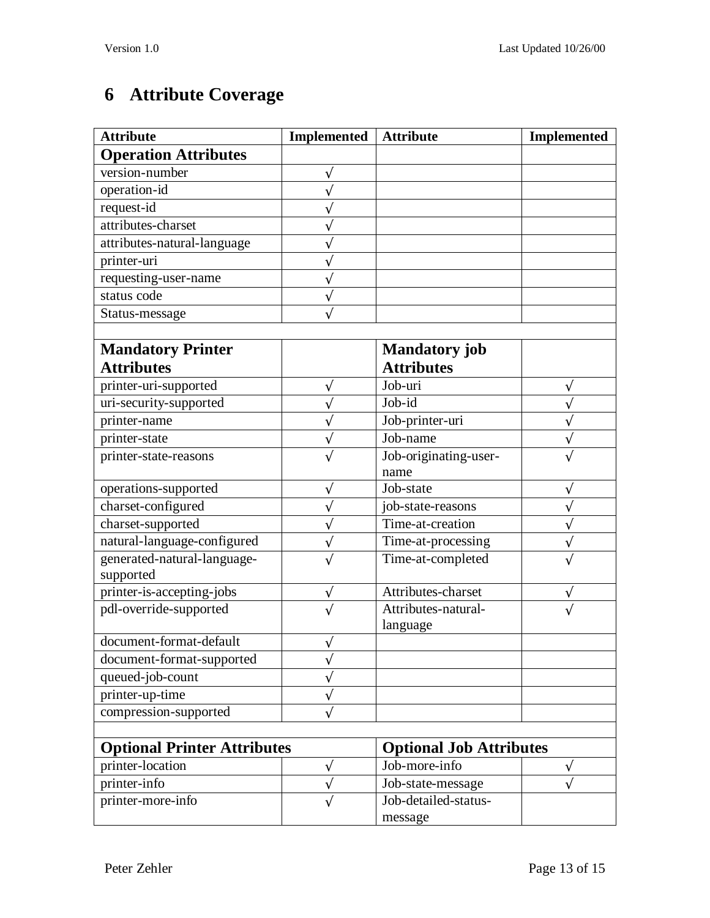# 6 Attribute Coverage

| Attribute | Implemented | Attribute | Implemented |
|---|---|---|---|
| **Operation Attributes** | | | |
| version-number | √ | | |
| operation-id | √ | | |
| request-id | √ | | |
| attributes-charset | √ | | |
| attributes-natural-language | √ | | |
| printer-uri | √ | | |
| requesting-user-name | √ | | |
| status code | √ | | |
| Status-message | √ | | |
| | | | |
| **Mandatory Printer Attributes** | | **Mandatory job Attributes** | |
| printer-uri-supported | √ | Job-uri | √ |
| uri-security-supported | √ | Job-id | √ |
| printer-name | √ | Job-printer-uri | √ |
| printer-state | √ | Job-name | √ |
| printer-state-reasons | √ | Job-originating-user-name | √ |
| operations-supported | √ | Job-state | √ |
| charset-configured | √ | job-state-reasons | √ |
| charset-supported | √ | Time-at-creation | √ |
| natural-language-configured | √ | Time-at-processing | √ |
| generated-natural-language-supported | √ | Time-at-completed | √ |
| printer-is-accepting-jobs | √ | Attributes-charset | √ |
| pdl-override-supported | √ | Attributes-natural-language | √ |
| document-format-default | √ | | |
| document-format-supported | √ | | |
| queued-job-count | √ | | |
| printer-up-time | √ | | |
| compression-supported | √ | | |
| | | | |
| **Optional Printer Attributes** | | **Optional Job Attributes** | |
| printer-location | √ | Job-more-info | √ |
| printer-info | √ | Job-state-message | √ |
| printer-more-info | √ | Job-detailed-status-message | |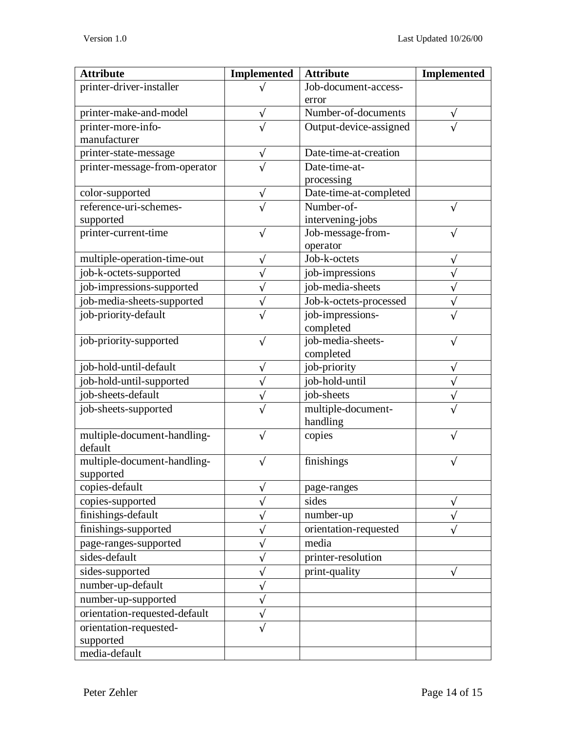| Attribute | Implemented | Attribute | Implemented |
| --- | --- | --- | --- |
| printer-driver-installer | √ | Job-document-access-error | |
| printer-make-and-model | √ | Number-of-documents | √ |
| printer-more-info-manufacturer | √ | Output-device-assigned | √ |
| printer-state-message | √ | Date-time-at-creation | |
| printer-message-from-operator | √ | Date-time-at-processing | |
| color-supported | √ | Date-time-at-completed | |
| reference-uri-schemes-supported | √ | Number-of-intervening-jobs | √ |
| printer-current-time | √ | Job-message-from-operator | √ |
| multiple-operation-time-out | √ | Job-k-octets | √ |
| job-k-octets-supported | √ | job-impressions | √ |
| job-impressions-supported | √ | job-media-sheets | √ |
| job-media-sheets-supported | √ | Job-k-octets-processed | √ |
| job-priority-default | √ | job-impressions-completed | √ |
| job-priority-supported | √ | job-media-sheets-completed | √ |
| job-hold-until-default | √ | job-priority | √ |
| job-hold-until-supported | √ | job-hold-until | √ |
| job-sheets-default | √ | job-sheets | √ |
| job-sheets-supported | √ | multiple-document-handling | √ |
| multiple-document-handling-default | √ | copies | √ |
| multiple-document-handling-supported | √ | finishings | √ |
| copies-default | √ | page-ranges | |
| copies-supported | √ | sides | √ |
| finishings-default | √ | number-up | √ |
| finishings-supported | √ | orientation-requested | √ |
| page-ranges-supported | √ | media | |
| sides-default | √ | printer-resolution | |
| sides-supported | √ | print-quality | √ |
| number-up-default | √ | | |
| number-up-supported | √ | | |
| orientation-requested-default | √ | | |
| orientation-requested-supported | √ | | |
| media-default | | | |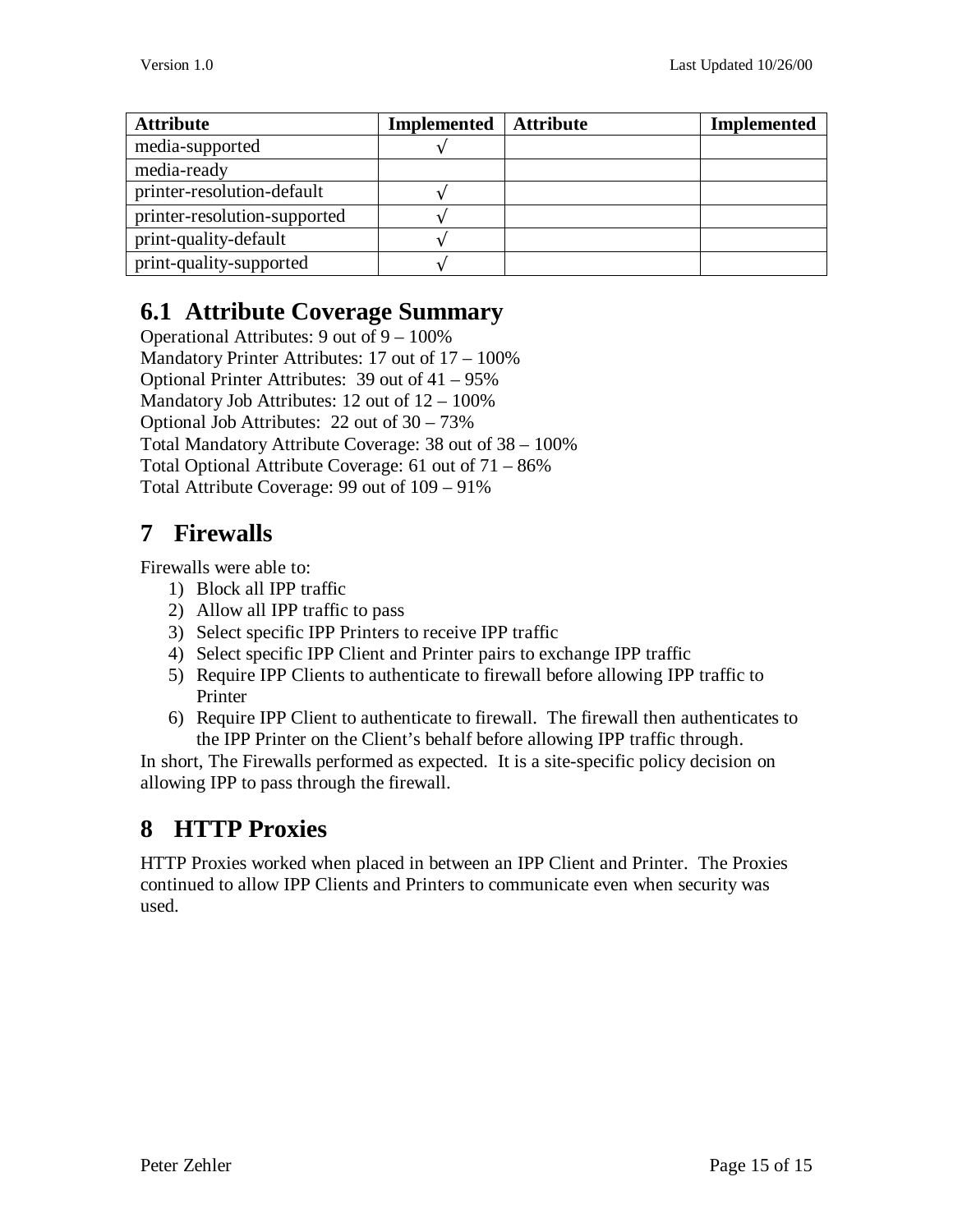| Attribute | Implemented | Attribute | Implemented |
| --- | --- | --- | --- |
| media-supported | √ | | |
| media-ready | | | |
| printer-resolution-default | √ | | |
| printer-resolution-supported | √ | | |
| print-quality-default | √ | | |
| print-quality-supported | √ | | |

## 6.1 Attribute Coverage Summary

Operational Attributes: 9 out of 9 – 100%
Mandatory Printer Attributes: 17 out of 17 – 100%
Optional Printer Attributes: 39 out of 41 – 95%
Mandatory Job Attributes: 12 out of 12 – 100%
Optional Job Attributes: 22 out of 30 – 73%
Total Mandatory Attribute Coverage: 38 out of 38 – 100%
Total Optional Attribute Coverage: 61 out of 71 – 86%
Total Attribute Coverage: 99 out of 109 – 91%

# 7 Firewalls

Firewalls were able to:

1) Block all IPP traffic
2) Allow all IPP traffic to pass
3) Select specific IPP Printers to receive IPP traffic
4) Select specific IPP Client and Printer pairs to exchange IPP traffic
5) Require IPP Clients to authenticate to firewall before allowing IPP traffic to Printer
6) Require IPP Client to authenticate to firewall. The firewall then authenticates to the IPP Printer on the Client's behalf before allowing IPP traffic through.

In short, The Firewalls performed as expected. It is a site-specific policy decision on allowing IPP to pass through the firewall.

# 8 HTTP Proxies

HTTP Proxies worked when placed in between an IPP Client and Printer. The Proxies continued to allow IPP Clients and Printers to communicate even when security was used.